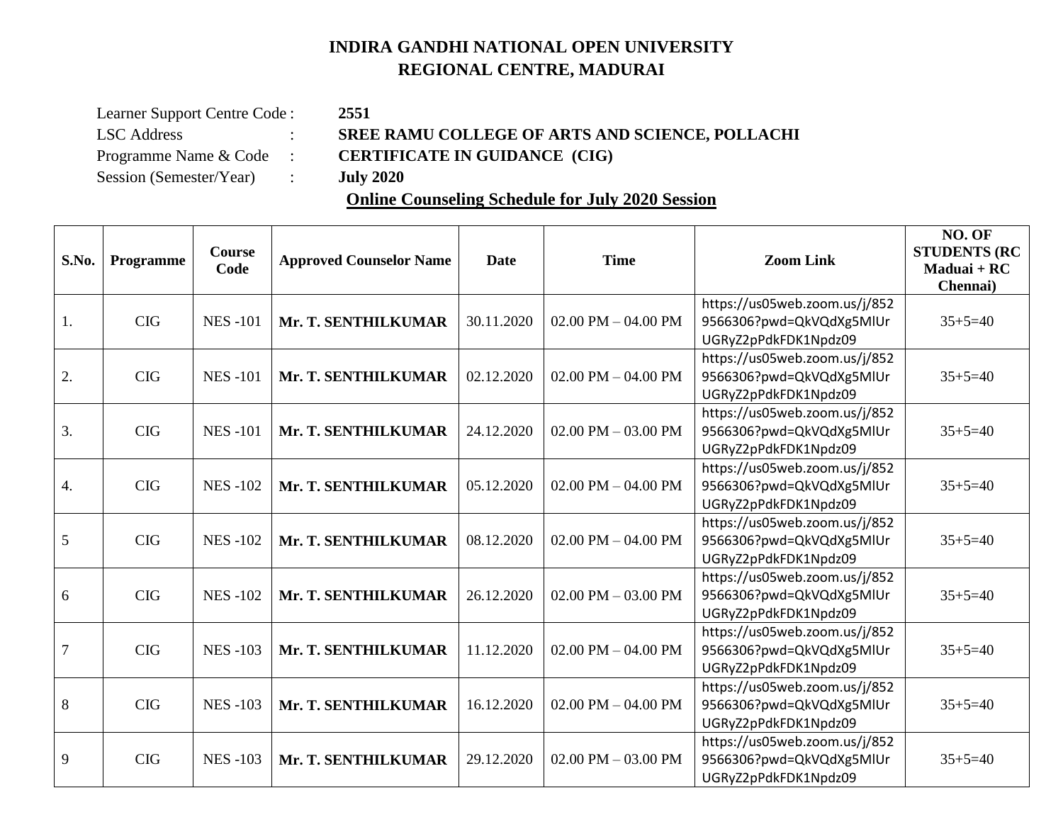# INDIRA GANDHI NATIONAL OPEN UNIVERSITY
## REGIONAL CENTRE, MADURAI

Learner Support Centre Code : **2551**
LSC Address : **SREE RAMU COLLEGE OF ARTS AND SCIENCE, POLLACHI**
Programme Name & Code : **CERTIFICATE IN GUIDANCE (CIG)**
Session (Semester/Year) : **July 2020**

**Online Counseling Schedule for July 2020 Session**

| S.No. | Programme | Course Code | Approved Counselor Name | Date | Time | Zoom Link | NO. OF STUDENTS (RC Maduai + RC Chennai) |
|---|---|---|---|---|---|---|---|
| 1. | CIG | NES -101 | **Mr. T. SENTHILKUMAR** | 30.11.2020 | 02.00 PM – 04.00 PM | https://us05web.zoom.us/j/8529566306?pwd=QkVQdXg5MlUrUGRyZ2pPdkFDK1Npdz09 | 35+5=40 |
| 2. | CIG | NES -101 | **Mr. T. SENTHILKUMAR** | 02.12.2020 | 02.00 PM – 04.00 PM | https://us05web.zoom.us/j/8529566306?pwd=QkVQdXg5MlUrUGRyZ2pPdkFDK1Npdz09 | 35+5=40 |
| 3. | CIG | NES -101 | **Mr. T. SENTHILKUMAR** | 24.12.2020 | 02.00 PM – 03.00 PM | https://us05web.zoom.us/j/8529566306?pwd=QkVQdXg5MlUrUGRyZ2pPdkFDK1Npdz09 | 35+5=40 |
| 4. | CIG | NES -102 | **Mr. T. SENTHILKUMAR** | 05.12.2020 | 02.00 PM – 04.00 PM | https://us05web.zoom.us/j/8529566306?pwd=QkVQdXg5MlUrUGRyZ2pPdkFDK1Npdz09 | 35+5=40 |
| 5 | CIG | NES -102 | **Mr. T. SENTHILKUMAR** | 08.12.2020 | 02.00 PM – 04.00 PM | https://us05web.zoom.us/j/8529566306?pwd=QkVQdXg5MlUrUGRyZ2pPdkFDK1Npdz09 | 35+5=40 |
| 6 | CIG | NES -102 | **Mr. T. SENTHILKUMAR** | 26.12.2020 | 02.00 PM – 03.00 PM | https://us05web.zoom.us/j/8529566306?pwd=QkVQdXg5MlUrUGRyZ2pPdkFDK1Npdz09 | 35+5=40 |
| 7 | CIG | NES -103 | **Mr. T. SENTHILKUMAR** | 11.12.2020 | 02.00 PM – 04.00 PM | https://us05web.zoom.us/j/8529566306?pwd=QkVQdXg5MlUrUGRyZ2pPdkFDK1Npdz09 | 35+5=40 |
| 8 | CIG | NES -103 | **Mr. T. SENTHILKUMAR** | 16.12.2020 | 02.00 PM – 04.00 PM | https://us05web.zoom.us/j/8529566306?pwd=QkVQdXg5MlUrUGRyZ2pPdkFDK1Npdz09 | 35+5=40 |
| 9 | CIG | NES -103 | **Mr. T. SENTHILKUMAR** | 29.12.2020 | 02.00 PM – 03.00 PM | https://us05web.zoom.us/j/8529566306?pwd=QkVQdXg5MlUrUGRyZ2pPdkFDK1Npdz09 | 35+5=40 |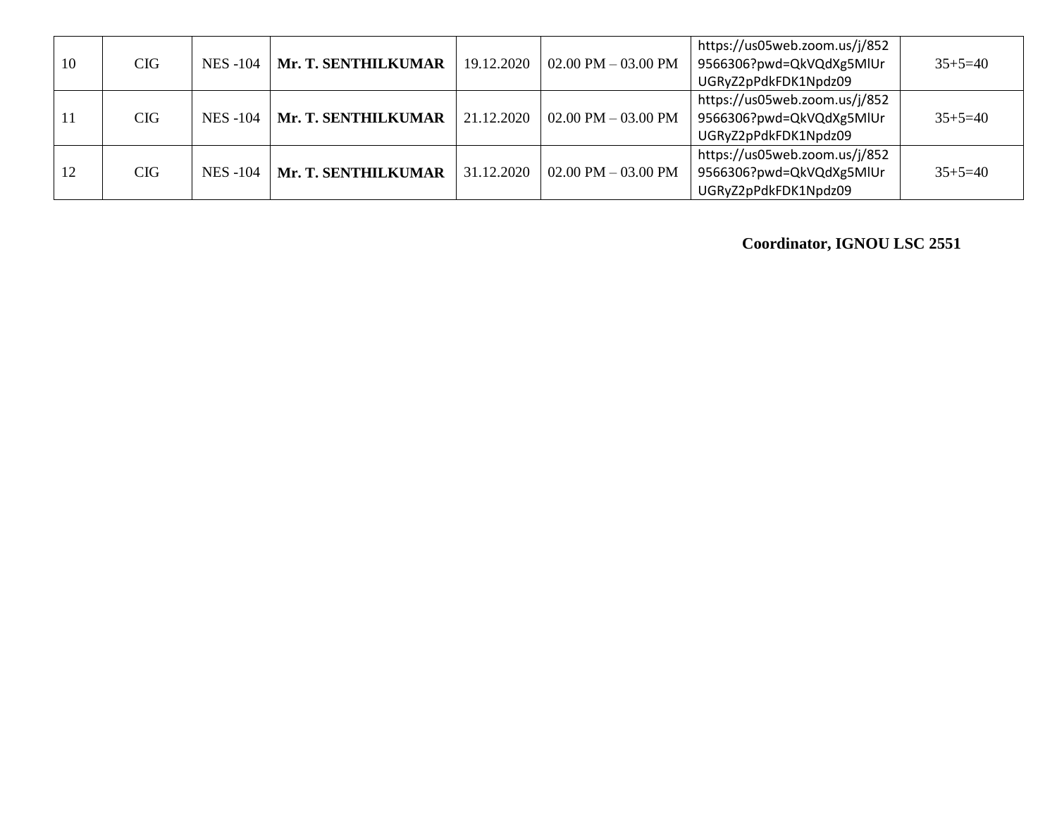| | | | | | | | |
|---|---|---|---|---|---|---|---|
| 10 | CIG | NES -104 | **Mr. T. SENTHILKUMAR** | 19.12.2020 | 02.00 PM – 03.00 PM | https://us05web.zoom.us/j/8529566306?pwd=QkVQdXg5MlUrUGRyZ2pPdkFDK1Npdz09 | 35+5=40 |
| 11 | CIG | NES -104 | **Mr. T. SENTHILKUMAR** | 21.12.2020 | 02.00 PM – 03.00 PM | https://us05web.zoom.us/j/8529566306?pwd=QkVQdXg5MlUrUGRyZ2pPdkFDK1Npdz09 | 35+5=40 |
| 12 | CIG | NES -104 | **Mr. T. SENTHILKUMAR** | 31.12.2020 | 02.00 PM – 03.00 PM | https://us05web.zoom.us/j/8529566306?pwd=QkVQdXg5MlUrUGRyZ2pPdkFDK1Npdz09 | 35+5=40 |

**Coordinator, IGNOU LSC 2551**